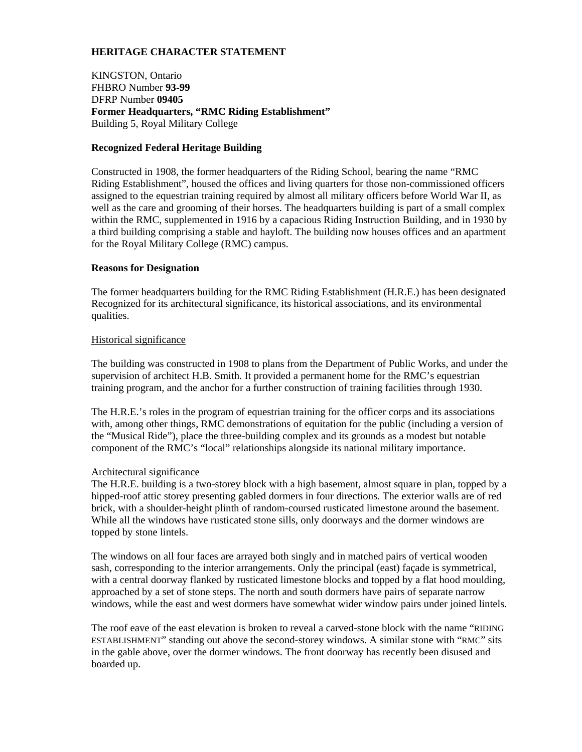**HERITAGE CHARACTER STATEMENT**

KINGSTON, Ontario
FHBRO Number **93-99**
DFRP Number **09405**
**Former Headquarters, "RMC Riding Establishment"**
Building 5, Royal Military College

**Recognized Federal Heritage Building**

Constructed in 1908, the former headquarters of the Riding School, bearing the name "RMC Riding Establishment", housed the offices and living quarters for those non-commissioned officers assigned to the equestrian training required by almost all military officers before World War II, as well as the care and grooming of their horses. The headquarters building is part of a small complex within the RMC, supplemented in 1916 by a capacious Riding Instruction Building, and in 1930 by a third building comprising a stable and hayloft. The building now houses offices and an apartment for the Royal Military College (RMC) campus.

**Reasons for Designation**

The former headquarters building for the RMC Riding Establishment (H.R.E.) has been designated Recognized for its architectural significance, its historical associations, and its environmental qualities.

Historical significance

The building was constructed in 1908 to plans from the Department of Public Works, and under the supervision of architect H.B. Smith. It provided a permanent home for the RMC's equestrian training program, and the anchor for a further construction of training facilities through 1930.

The H.R.E.'s roles in the program of equestrian training for the officer corps and its associations with, among other things, RMC demonstrations of equitation for the public (including a version of the "Musical Ride"), place the three-building complex and its grounds as a modest but notable component of the RMC's "local" relationships alongside its national military importance.

Architectural significance

The H.R.E. building is a two-storey block with a high basement, almost square in plan, topped by a hipped-roof attic storey presenting gabled dormers in four directions. The exterior walls are of red brick, with a shoulder-height plinth of random-coursed rusticated limestone around the basement. While all the windows have rusticated stone sills, only doorways and the dormer windows are topped by stone lintels.

The windows on all four faces are arrayed both singly and in matched pairs of vertical wooden sash, corresponding to the interior arrangements. Only the principal (east) façade is symmetrical, with a central doorway flanked by rusticated limestone blocks and topped by a flat hood moulding, approached by a set of stone steps. The north and south dormers have pairs of separate narrow windows, while the east and west dormers have somewhat wider window pairs under joined lintels.

The roof eave of the east elevation is broken to reveal a carved-stone block with the name "RIDING ESTABLISHMENT" standing out above the second-storey windows. A similar stone with "RMC" sits in the gable above, over the dormer windows. The front doorway has recently been disused and boarded up.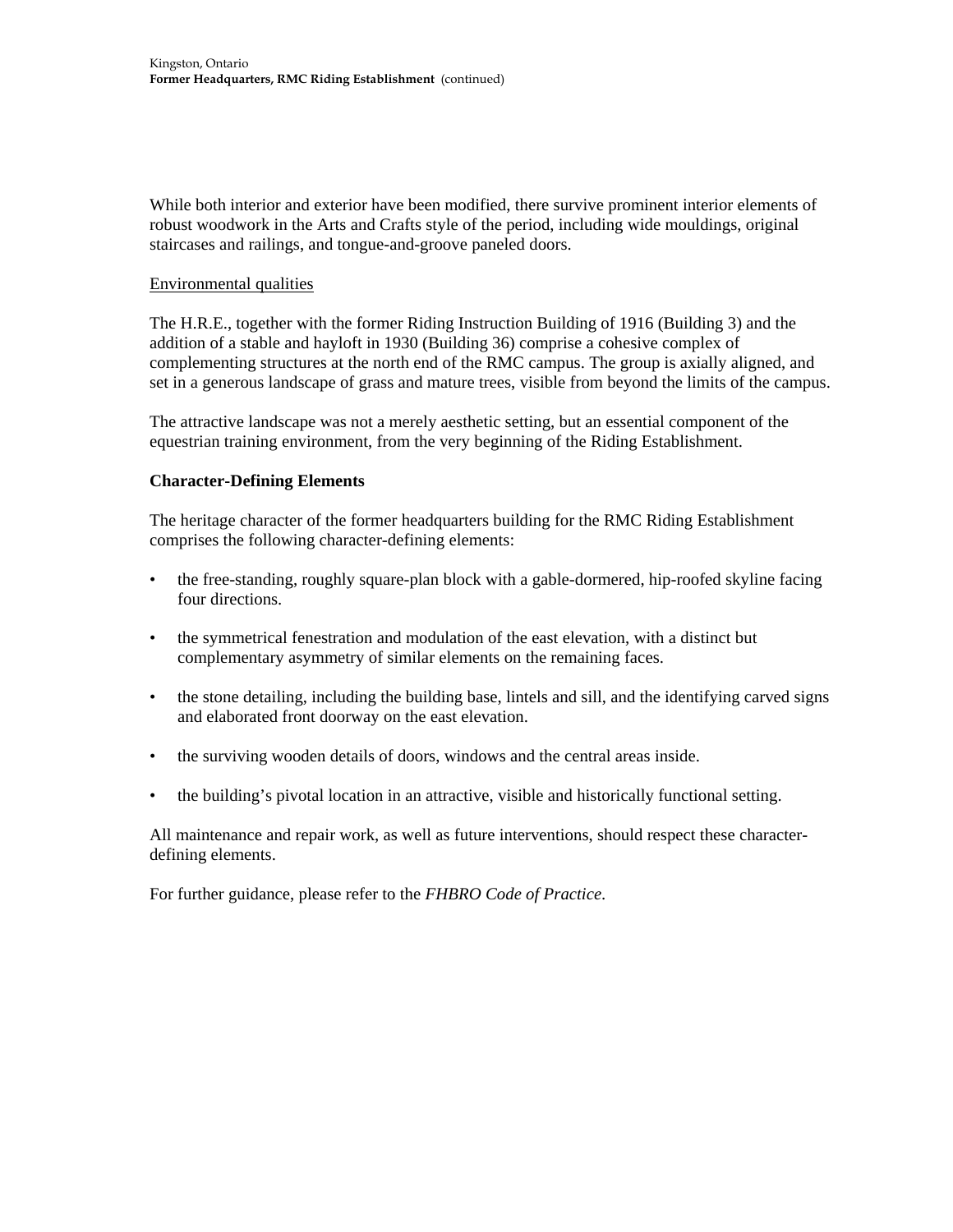While both interior and exterior have been modified, there survive prominent interior elements of robust woodwork in the Arts and Crafts style of the period, including wide mouldings, original staircases and railings, and tongue-and-groove paneled doors.

Environmental qualities

The H.R.E., together with the former Riding Instruction Building of 1916 (Building 3) and the addition of a stable and hayloft in 1930 (Building 36) comprise a cohesive complex of complementing structures at the north end of the RMC campus. The group is axially aligned, and set in a generous landscape of grass and mature trees, visible from beyond the limits of the campus.

The attractive landscape was not a merely aesthetic setting, but an essential component of the equestrian training environment, from the very beginning of the Riding Establishment.

**Character-Defining Elements**

The heritage character of the former headquarters building for the RMC Riding Establishment comprises the following character-defining elements:

- the free-standing, roughly square-plan block with a gable-dormered, hip-roofed skyline facing four directions.
- the symmetrical fenestration and modulation of the east elevation, with a distinct but complementary asymmetry of similar elements on the remaining faces.
- the stone detailing, including the building base, lintels and sill, and the identifying carved signs and elaborated front doorway on the east elevation.
- the surviving wooden details of doors, windows and the central areas inside.
- the building's pivotal location in an attractive, visible and historically functional setting.

All maintenance and repair work, as well as future interventions, should respect these character-defining elements.

For further guidance, please refer to the *FHBRO Code of Practice*.